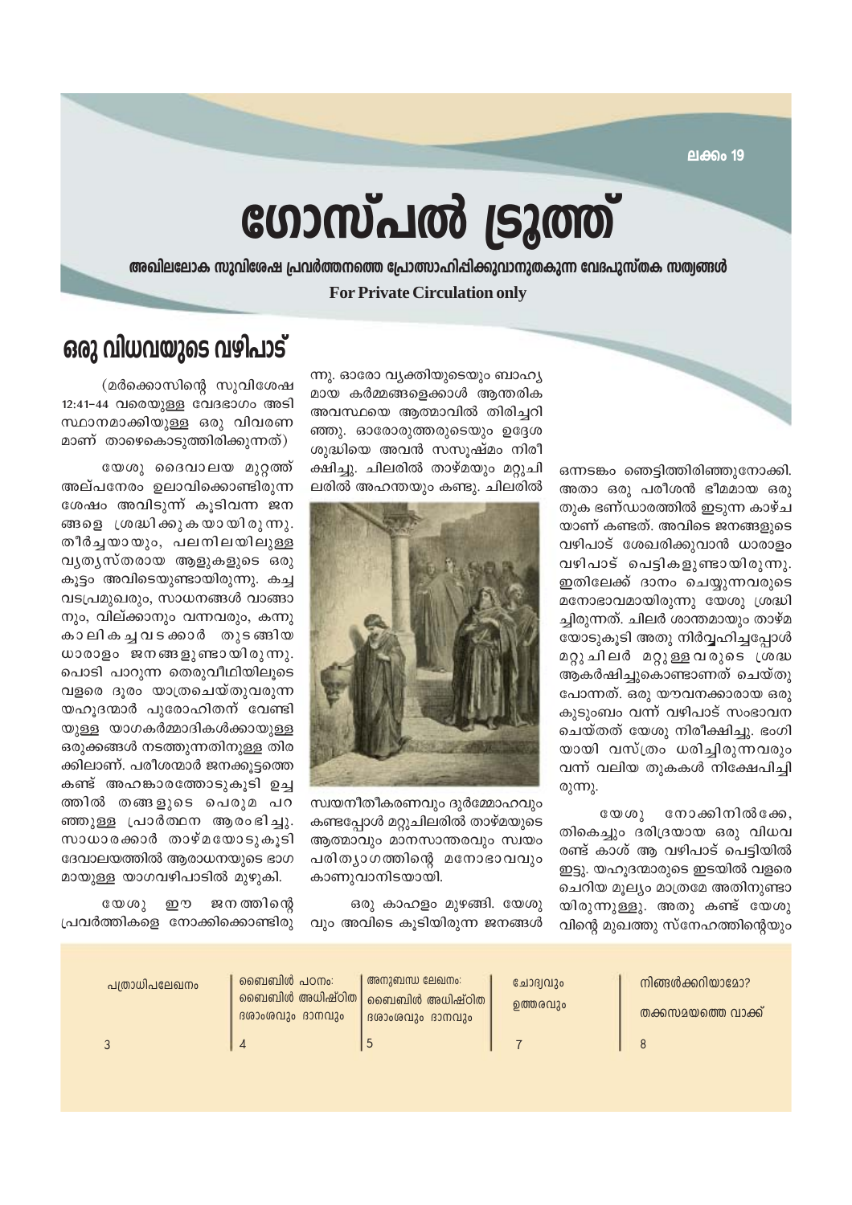ലക്കം 19

# ഗോസ്പൽ ട്രൂത്ത്

**അഖിലലോക സുവിശേഷ പ്രവർത്തനത്തെ പ്രോത്സാഹിപ്പിക്കുവാനുതകുന്ന വേദപുസ്തക സത്യങ്ങൾ**

**For Private Circulation only**

## ഒരു വിധവയുടെ വഴിപാട്

(മർക്കൊസിന്റെ സുവിശേഷ 12:41-44 വരെയുള്ള വേദഭാഗം അടിസ്ഥാനമാക്കിയുള്ള ഒരു വിവരണമാണ് താഴെകൊടുത്തിരിക്കുന്നത്)

യേശു ദൈവാലയ മുറ്റത്ത് അല്പനേരം ഉലാവിക്കൊണ്ടിരുന്ന ശേഷം അവിടുന്ന് കൂടിവന്ന ജനങ്ങളെ ശ്രദ്ധിക്കുകയായിരുന്നു. തീർച്ചയായും, പലനിലയിലുള്ള വ്യത്യസ്തരായ ആളുകളുടെ ഒരു കൂട്ടം അവിടെയുണ്ടായിരുന്നു. കച്ചവടപ്രമുഖരും, സാധനങ്ങൾ വാങ്ങാനും, വില്ക്കാനും വന്നവരും, കന്നുകാലികച്ചവടക്കാർ തുടങ്ങിയ ധാരാളം ജനങ്ങളുണ്ടായിരുന്നു. പൊടി പാറുന്ന തെരുവീഥിയിലൂടെ വളരെ ദൂരം യാത്രചെയ്തുവരുന്ന യഹൂദന്മാർ പുരോഹിതന് വേണ്ടിയുള്ള യാഗകർമ്മാദികൾക്കായുള്ള ഒരുക്കങ്ങൾ നടത്തുന്നതിനുള്ള തിരക്കിലാണ്. പരീശന്മാർ ജനക്കൂട്ടത്തെ കണ്ട് അഹങ്കാരത്തോടുകൂടി ഉച്ചത്തിൽ തങ്ങളുടെ പെരുമ പറഞ്ഞുള്ള പ്രാർത്ഥന ആരംഭിച്ചു. സാധാരക്കാർ താഴ്മയോടുകൂടി ദേവാലയത്തിൽ ആരാധനയുടെ ഭാഗമായുള്ള യാഗവഴിപാടിൽ മുഴുകി.

യേശു ഈ ജനത്തിന്റെ പ്രവർത്തികളെ നോക്കിക്കൊണ്ടിരുന്നു. ഓരോ വ്യക്തിയുടെയും ബാഹ്യമായ കർമ്മങ്ങളെക്കാൾ ആന്തരിക അവസ്ഥയെ ആത്മാവിൽ തിരിച്ചറിഞ്ഞു. ഓരോരുത്തരുടെയും ഉദ്ദേശശുദ്ധിയെ അവൻ സസൂഷ്മം നിരീക്ഷിച്ചു. ചിലരിൽ താഴ്മയും മറ്റുചിലരിൽ അഹന്തയും കണ്ടു. ചിലരിൽ സ്വയനീതീകരണവും ദുർമ്മോഹവും കണ്ടപ്പോൾ മറ്റുചിലരിൽ താഴ്മയുടെ ആത്മാവും മാനസാന്തരവും സ്വയം പരിത്യാഗത്തിന്റെ മനോഭാവവും കാണുവാനിടയായി.

ഒരു കാഹളം മുഴങ്ങി. യേശുവും അവിടെ കൂടിയിരുന്ന ജനങ്ങൾ ഒന്നടങ്കം ഞെട്ടിത്തിരിഞ്ഞുനോക്കി. അതാ ഒരു പരീശൻ ഭീമമായ ഒരു തുക ഭണ്ഡാരത്തിൽ ഇടുന്ന കാഴ്ചയാണ് കണ്ടത്. അവിടെ ജനങ്ങളുടെ വഴിപാട് ശേഖരിക്കുവാൻ ധാരാളം വഴിപാട് പെട്ടികളുണ്ടായിരുന്നു. ഇതിലേക്ക് ദാനം ചെയ്യുന്നവരുടെ മനോഭാവമായിരുന്നു യേശു ശ്രദ്ധിച്ചിരുന്നത്. ചിലർ ശാന്തമായും താഴ്മയോടുകൂടി അതു നിർവ്വഹിച്ചപ്പോൾ മറ്റുചിലർ മറ്റുള്ളവരുടെ ശ്രദ്ധ ആകർഷിച്ചുകൊണ്ടാണത് ചെയ്തുപോന്നത്. ഒരു യൗവനക്കാരായ ഒരു കുടുംബം വന്ന് വഴിപാട് സംഭാവന ചെയ്തത് യേശു നിരീക്ഷിച്ചു. ഭംഗിയായി വസ്ത്രം ധരിച്ചിരുന്നവരും വന്ന് വലിയ തുകകൾ നിക്ഷേപിച്ചിരുന്നു.

യേശു നോക്കിനിൽക്കേ, തികെച്ചും ദരിദ്രയായ ഒരു വിധവ രണ്ട് കാശ് ആ വഴിപാട് പെട്ടിയിൽ ഇട്ടു. യഹൂദന്മാരുടെ ഇടയിൽ വളരെ ചെറിയ മൂല്യം മാത്രമേ അതിനുണ്ടായിരുന്നുള്ളു. അതു കണ്ട് യേശുവിന്റെ മുഖത്തു സ്നേഹത്തിന്റെയും

| പത്രാധിപലേഖനം | ബൈബിൾ പഠനം: ബൈബിൾ അധിഷ്ഠിത ദശാംശവും ദാനവും | അനുബന്ധ ലേഖനം: ബൈബിൾ അധിഷ്ഠിത ദശാംശവും ദാനവും | ചോദ്യവും ഉത്തരവും | നിങ്ങൾക്കറിയാമോ? തക്കസമയത്തെ വാക്ക് |
|---|---|---|---|---|
| 3 | 4 | 5 | 7 | 8 |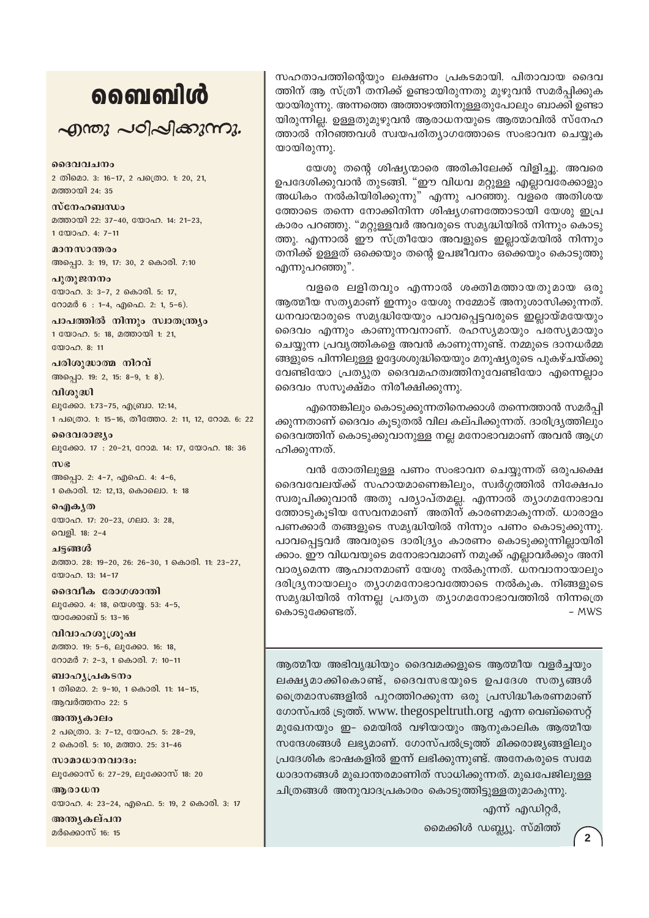# ബൈബിൾ

## എന്തു പഠിപ്പിക്കുന്നു.

**ദൈവവചനം**
2 തിമൊ. 3: 16-17, 2 പത്രൊ. 1: 20, 21, മത്തായി 24: 35

**സ്നേഹബന്ധം**
മത്തായി 22: 37-40, യോഹ. 14: 21-23, 1 യോഹ. 4: 7-11

**മാനസാന്തരം**
അപ്പൊ. 3: 19, 17: 30, 2 കൊരി. 7:10

**പുതുജനനം**
യോഹ. 3: 3-7, 2 കൊരി. 5: 17, റോമർ 6 : 1-4, എഫെ. 2: 1, 5-6).

**പാപത്തിൽ നിന്നും സ്വാതന്ത്ര്യം**
1 യോഹ. 5: 18, മത്തായി 1: 21, യോഹ. 8: 11

**പരിശുദ്ധാത്മ നിറവ്**
അപ്പൊ. 19: 2, 15: 8-9, 1: 8).

**വിശുദ്ധി**
ലൂക്കോ. 1:73-75, എബ്രാ. 12:14, 1 പത്രൊ. 1: 15-16, തീത്തോ. 2: 11, 12, റോമ. 6: 22

**ദൈവരാജ്യം**
ലൂക്കോ. 17 : 20-21, റോമ. 14: 17, യോഹ. 18: 36

**സഭ**
അപ്പൊ. 2: 4-7, എഫെ. 4: 4-6, 1 കൊരി. 12: 12,13, കൊലൊ. 1: 18

**ഐക്യത**
യോഹ. 17: 20-23, ഗലാ. 3: 28, വെളി. 18: 2-4

**ചട്ടങ്ങൾ**
മത്താ. 28: 19-20, 26: 26-30, 1 കൊരി. 11: 23-27, യോഹ. 13: 14-17

**ദൈവീക രോഗശാന്തി**
ലൂക്കോ. 4: 18, യെശയ്യ. 53: 4-5, യാക്കോബ് 5: 13-16

**വിവാഹശുശ്രൂഷ**
മത്താ. 19: 5-6, ലൂക്കോ. 16: 18, റോമർ 7: 2-3, 1 കൊരി. 7: 10-11

**ബാഹ്യപ്രകടനം**
1 തിമൊ. 2: 9-10, 1 കൊരി. 11: 14-15, ആവർത്തനം 22: 5

**അന്ത്യകാലം**
2 പത്രൊ. 3: 7-12, യോഹ. 5: 28-29, 2 കൊരി. 5: 10, മത്താ. 25: 31-46

**സാമാധാനവാദം:**
ലൂക്കോസ് 6: 27-29, ലൂക്കോസ് 18: 20

**ആരാധന**
യോഹ. 4: 23-24, എഫെ. 5: 19, 2 കൊരി. 3: 17

**അന്ത്യകല്പന**
മർക്കൊസ് 16: 15

സഹതാപത്തിന്റെയും ലക്ഷണം പ്രകടമായി. പിതാവായ ദൈവത്തിന് ആ സ്ത്രീ തനിക്ക് ഉണ്ടായിരുന്നതു മുഴുവൻ സമർപ്പിക്കുകയായിരുന്നു. അന്നത്തെ അത്താഴത്തിനുള്ളതുപോലും ബാക്കി ഉണ്ടായിരുന്നില്ല. ഉള്ളതുമുഴുവൻ ആരാധനയുടെ ആത്മാവിൽ സ്നേഹത്താൽ നിറഞ്ഞവൾ സ്വയപരിത്യാഗത്തോടെ സംഭാവന ചെയ്യുകയായിരുന്നു.

യേശു തന്റെ ശിഷ്യന്മാരെ അരികിലേക്ക് വിളിച്ചു. അവരെ ഉപദേശിക്കുവാൻ തുടങ്ങി. "ഈ വിധവ മറ്റുള്ള എല്ലാവരേക്കാളും അധികം നൽകിയിരിക്കുന്നു" എന്നു പറഞ്ഞു. വളരെ അതിശയത്തോടെ തന്നെ നോക്കിനിന്ന ശിഷ്യഗണത്തോടായി യേശു ഇപ്രകാരം പറഞ്ഞു. "മറ്റുള്ളവർ അവരുടെ സമൃദ്ധിയിൽ നിന്നും കൊടുത്തു. എന്നാൽ ഈ സ്ത്രീയോ അവളുടെ ഇല്ലായ്മയിൽ നിന്നും തനിക്ക് ഉള്ളത് ഒക്കെയും തന്റെ ഉപജീവനം ഒക്കെയും കൊടുത്തു എന്നുപറഞ്ഞു".

വളരെ ലളിതവും എന്നാൽ ശക്തിമത്തായതുമായ ഒരു ആത്മീയ സത്യമാണ് ഇന്നും യേശു നമ്മോട് അനുശാസിക്കുന്നത്. ധനവാന്മാരുടെ സമൃദ്ധിയേയും പാവപ്പെട്ടവരുടെ ഇല്ലായ്മയേയും ദൈവം എന്നും കാണുന്നവനാണ്. രഹസ്യമായും പരസ്യമായും ചെയ്യുന്ന പ്രവൃത്തികളെ അവൻ കാണുന്നുണ്ട്. നമ്മുടെ ദാനധർമ്മങ്ങളുടെ പിന്നിലുള്ള ഉദ്ദേശശുദ്ധിയെയും മനുഷ്യരുടെ പുകഴ്ചയ്ക്കു വേണ്ടിയോ പ്രത്യുത ദൈവമഹത്വത്തിനുവേണ്ടിയോ എന്നെല്ലാം ദൈവം സസൂക്ഷ്മം നിരീക്ഷിക്കുന്നു.

എന്തെങ്കിലും കൊടുക്കുന്നതിനെക്കാൾ തന്നെത്താൻ സമർപ്പിക്കുന്നതാണ് ദൈവം കൂടുതൽ വില കല്പിക്കുന്നത്. ദാരിദ്ര്യത്തിലും ദൈവത്തിന് കൊടുക്കുവാനുള്ള നല്ല മനോഭാവമാണ് അവൻ ആഗ്രഹിക്കുന്നത്.

വൻ തോതിലുള്ള പണം സംഭാവന ചെയ്യുന്നത് ഒരുപക്ഷെ ദൈവവേലയ്ക്ക് സഹായമാണെങ്കിലും, സ്വർഗ്ഗത്തിൽ നിക്ഷേപം സ്വരൂപിക്കുവാൻ അതു പര്യാപ്തമല്ല. എന്നാൽ ത്യാഗമനോഭാവത്തോടുകൂടിയ സേവനമാണ് അതിന് കാരണമാകുന്നത്. ധാരാളം പണക്കാർ തങ്ങളുടെ സമൃദ്ധിയിൽ നിന്നും പണം കൊടുക്കുന്നു. പാവപ്പെട്ടവർ അവരുടെ ദാരിദ്ര്യം കാരണം കൊടുക്കുന്നില്ലായിരിക്കാം. ഈ വിധവയുടെ മനോഭാവമാണ് നമുക്ക് എല്ലാവർക്കും അനിവാര്യമെന്ന ആഹ്വാനമാണ് യേശു നൽകുന്നത്. ധനവാനായാലും ദരിദ്ര്യനായാലും ത്യാഗമനോഭാവത്തോടെ നൽകുക. നിങ്ങളുടെ സമൃദ്ധിയിൽ നിന്നല്ല പ്രത്യുത ത്യാഗമനോഭാവത്തിൽ നിന്നത്രെ കൊടുക്കേണ്ടത്.

– MWS

ആത്മീയ അഭിവൃദ്ധിയും ദൈവമക്കളുടെ ആത്മീയ വളർച്ചയും ലക്ഷ്യമാക്കികൊണ്ട്, ദൈവസഭയുടെ ഉപദേശ സത്യങ്ങൾ ത്രൈമാസങ്ങളിൽ പുറത്തിറക്കുന്ന ഒരു പ്രസിദ്ധീകരണമാണ് ഗോസ്പൽ ട്രൂത്ത്. www.thegospeltruth.org എന്ന വെബ്സൈറ്റ് മുഖേനയും ഇ- മെയിൽ വഴിയായും ആനുകാലിക ആത്മീയ സന്ദേശങ്ങൾ ലഭ്യമാണ്. ഗോസ്പൽട്രൂത്ത് മിക്കരാജ്യങ്ങളിലും പ്രദേശിക ഭാഷകളിൽ ഇന്ന് ലഭിക്കുന്നുണ്ട്. അനേകരുടെ സ്വമേധാദാനങ്ങൾ മുഖാന്തരമാണിത് സാധിക്കുന്നത്. മുഖപേജിലുള്ള ചിത്രങ്ങൾ അനുവാദപ്രകാരം കൊടുത്തിട്ടുള്ളതുമാകുന്നു.

എന്ന് എഡിറ്റർ,

മൈക്കിൾ ഡബ്ല്യു. സ്മിത്ത്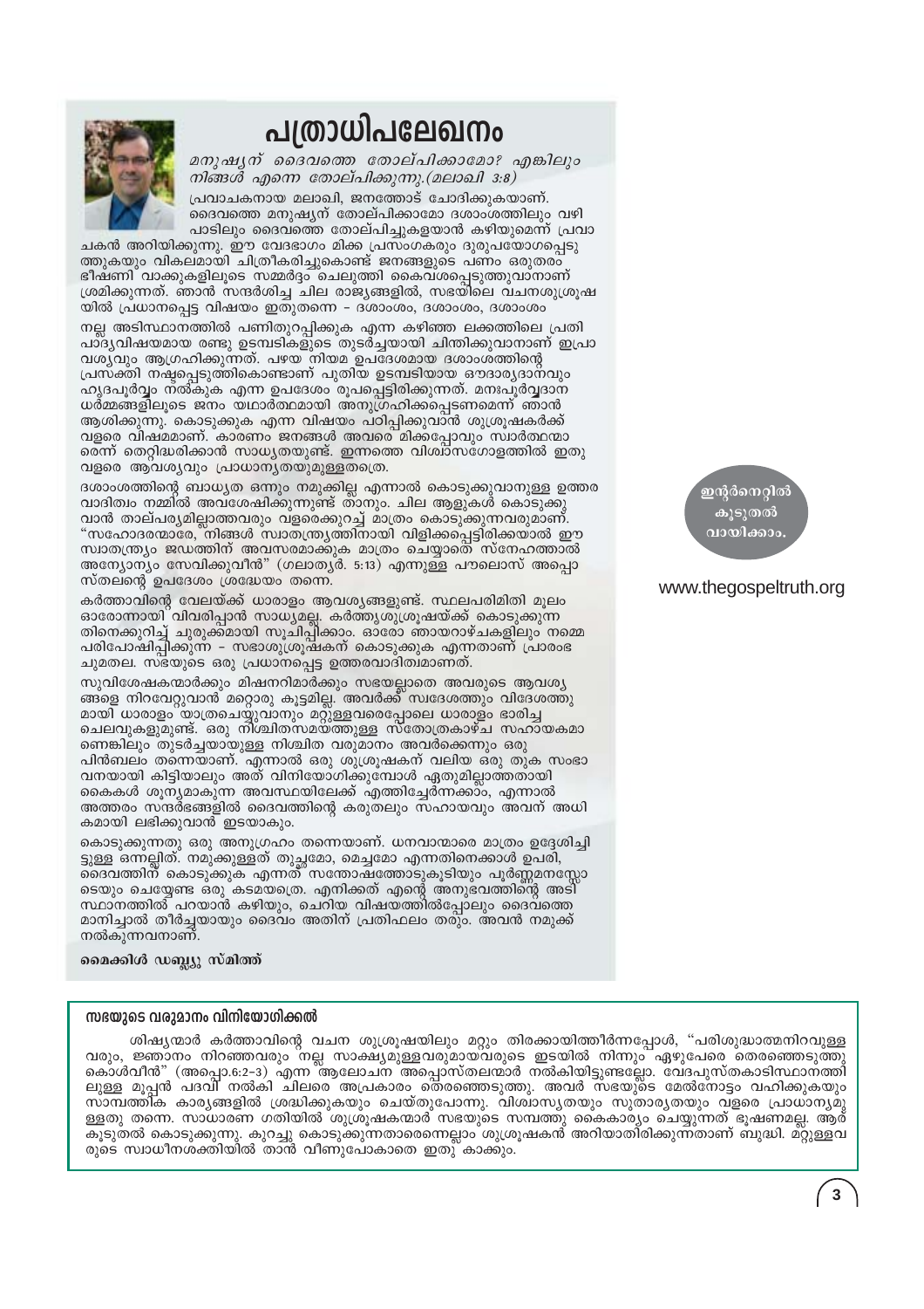# പത്രാധിപലേഖനം

*മനുഷ്യന് ദൈവത്തെ തോല്പിക്കാമോ? എങ്കിലും നിങ്ങൾ എന്നെ തോല്പിക്കുന്നു.(മലാഖി 3:8)*

പ്രവാചകനായ മലാഖി, ജനത്തോട് ചോദിക്കുകയാണ്. ദൈവത്തെ മനുഷ്യന് തോല്പിക്കാമോ ദശാംശത്തിലും വഴി പാടിലും ദൈവത്തെ തോല്പിച്ചുകളയാൻ കഴിയുമെന്ന് പ്രവാചകൻ അറിയിക്കുന്നു. ഈ വേദഭാഗം മിക്ക പ്രസംഗകരും ദുരുപയോഗപ്പെടുത്തുകയും വികലമായി ചിത്രീകരിച്ചുകൊണ്ട് ജനങ്ങളുടെ പണം ഒരുതരം ഭീഷണി വാക്കുകളിലൂടെ സമ്മർദ്ദം ചെലുത്തി കൈവശപ്പെടുത്തുവാനാണ് ശ്രമിക്കുന്നത്. ഞാൻ സന്ദർശിച്ച ചില രാജ്യങ്ങളിൽ, സഭയിലെ വചനശുശ്രൂഷയിൽ പ്രധാനപ്പെട്ട വിഷയം ഇതുതന്നെ - ദശാംശം, ദശാംശം, ദശാംശം

നല്ല അടിസ്ഥാനത്തിൽ പണിതുറപ്പിക്കുക എന്ന കഴിഞ്ഞ ലക്കത്തിലെ പ്രതിപാദ്യവിഷയമായ രണ്ടു ഉടമ്പടികളുടെ തുടർച്ചയായി ചിന്തിക്കുവാനാണ് ഇപ്രാവശ്യവും ആഗ്രഹിക്കുന്നത്. പഴയ നിയമ ഉപദേശമായ ദശാംശത്തിന്റെ പ്രസക്തി നഷ്ടപ്പെടുത്തികൊണ്ടാണ് പുതിയ ഉടമ്പടിയായ ഔദാര്യദാനവും ഹൃദപൂർവ്വം നൽകുക എന്ന ഉപദേശം രൂപപ്പെട്ടിരിക്കുന്നത്. മനഃപൂർവ്വദാനധർമ്മങ്ങളിലൂടെ ജനം യഥാർത്ഥമായി അനുഗ്രഹിക്കപ്പെടണമെന്ന് ഞാൻ ആശിക്കുന്നു. കൊടുക്കുക എന്ന വിഷയം പഠിപ്പിക്കുവാൻ ശുശ്രൂഷകർക്ക് വളരെ വിഷമമാണ്. കാരണം ജനങ്ങൾ അവരെ മിക്കപ്പോഴും സ്വാർത്ഥന്മാരെന്ന് തെറ്റിദ്ധരിക്കാൻ സാധ്യതയുണ്ട്. ഇന്നത്തെ വിശ്വാസഗോളത്തിൽ ഇതു വളരെ ആവശ്യവും പ്രാധാന്യതയുമുള്ളതത്രെ.

ദശാംശത്തിന്റെ ബാധ്യത ഒന്നും നമുക്കില്ല എന്നാൽ കൊടുക്കുവാനുള്ള ഉത്തരവാദിത്വം നമ്മിൽ അവശേഷിക്കുന്നുണ്ട് താനും. ചില ആളുകൾ കൊടുക്കുവാൻ താല്പര്യമില്ലാത്തവരും വളരെക്കുറച്ച് മാത്രം കൊടുക്കുന്നവരുമാണ്. "സഹോദരന്മാരേ, നിങ്ങൾ സ്വാതന്ത്ര്യത്തിനായി വിളിക്കപ്പെട്ടിരിക്കയാൽ ഈ സ്വാതന്ത്ര്യം ജഡത്തിന് അവസരമാക്കുക മാത്രം ചെയ്യാതെ സ്നേഹത്താൽ അന്യോന്യം സേവിക്കുവീൻ" (ഗലാതൃർ. 5:13) എന്നുള്ള പൗലൊസ് അപ്പൊസ്തലന്റെ ഉപദേശം ശ്രദ്ധേയം തന്നെ.

കർത്താവിന്റെ വേലയ്ക്ക് ധാരാളം ആവശ്യങ്ങളുണ്ട്. സ്ഥലപരിമിതി മൂലം ഓരോന്നായി വിവരിപ്പാൻ സാധ്യമല്ല. കർത്തൃശുശ്രൂഷയ്ക്ക് കൊടുക്കുന്നതിനെക്കുറിച്ച് ചുരുക്കമായി സൂചിപ്പിക്കാം. ഓരോ ഞായറാഴ്ചകളിലും നമ്മെ പരിപോഷിപ്പിക്കുന്ന - സഭാശുശ്രൂഷകന് കൊടുക്കുക എന്നതാണ് പ്രാരംഭ ചുമതല. സഭയുടെ ഒരു പ്രധാനപ്പെട്ട ഉത്തരവാദിത്വമാണത്.

സുവിശേഷകന്മാർക്കും മിഷനറിമാർക്കും സഭയല്ലാതെ അവരുടെ ആവശ്യങ്ങളെ നിറവേറ്റുവാൻ മറ്റൊരു കൂട്ടമില്ല. അവർക്ക് സ്വദേശത്തും വിദേശത്തുമായി ധാരാളം യാത്രചെയ്യുവാനും മറ്റുള്ളവരെപ്പോലെ ധാരാളം ഭാരിച്ച ചെലവുകളുമുണ്ട്. ഒരു നിശ്ചിതസമയത്തുള്ള സ്തോത്രകാഴ്ച സഹായകമാണെങ്കിലും തുടർച്ചയായുള്ള നിശ്ചിത വരുമാനം അവർക്കെന്നും ഒരു പിൻബലം തന്നെയാണ്. എന്നാൽ ഒരു ശുശ്രൂഷകന് വലിയ ഒരു തുക സംഭാവനയായി കിട്ടിയാലും അത് വിനിയോഗിക്കുമ്പോൾ ഏതുമില്ലാത്തതായി കൈകൾ ശൂന്യമാകുന്ന അവസ്ഥയിലേക്ക് എത്തിച്ചേർന്നേക്കാം, എന്നാൽ അത്തരം സന്ദർഭങ്ങളിൽ ദൈവത്തിന്റെ കരുതലും സഹായവും അവന് അധികമായി ലഭിക്കുവാൻ ഇടയാകും.

കൊടുക്കുന്നതു ഒരു അനുഗ്രഹം തന്നെയാണ്. ധനവാന്മാരെ മാത്രം ഉദ്ദേശിച്ചിട്ടുള്ള ഒന്നല്ലിത്. നമുക്കുള്ളത് തുച്ഛമോ, മെച്ചമോ എന്നതിനെക്കാൾ ഉപരി, ദൈവത്തിന് കൊടുക്കുക എന്നത് സന്തോഷത്തോടുകൂടിയും പൂർണ്ണമനസ്സോടെയും ചെയ്യേണ്ട ഒരു കടമയത്രെ. എനിക്കത് എന്റെ അനുഭവത്തിന്റെ അടിസ്ഥാനത്തിൽ പറയാൻ കഴിയും, ചെറിയ വിഷയത്തിൽപ്പോലും ദൈവത്തെ മാനിച്ചാൽ തീർച്ചയായും ദൈവം അതിന് പ്രതിഫലം തരും. അവൻ നമുക്ക് നൽകുന്നവനാണ്.

**മൈക്കിൾ ഡബ്ല്യൂ സ്മിത്ത്**

ഇന്റർനെറ്റിൽ കൂടുതൽ വായിക്കാം.

www.thegospeltruth.org

## സഭയുടെ വരുമാനം വിനിയോഗിക്കൽ

ശിഷ്യന്മാർ കർത്താവിന്റെ വചന ശുശ്രൂഷയിലും മറ്റും തിരക്കായിത്തീർന്നപ്പോൾ, "പരിശുദ്ധാത്മനിറവുള്ളവരും, ജ്ഞാനം നിറഞ്ഞവരും നല്ല സാക്ഷ്യമുള്ളവരുമായവരുടെ ഇടയിൽ നിന്നും ഏഴുപേരെ തെരഞ്ഞെടുത്തുകൊൾവീൻ" (അപ്പൊ.6:2-3) എന്ന ആലോചന അപ്പൊസ്തലന്മാർ നൽകിയിട്ടുണ്ടല്ലോ. വേദപുസ്തകാടിസ്ഥാനത്തിലുള്ള മൂപ്പൻ പദവി നൽകി ചിലരെ അപ്രകാരം തെരഞ്ഞെടുത്തു. അവർ സഭയുടെ മേൽനോട്ടം വഹിക്കുകയും സാമ്പത്തിക കാര്യങ്ങളിൽ ശ്രദ്ധിക്കുകയും ചെയ്തുപോന്നു. വിശ്വാസ്യതയും സുതാര്യതയും വളരെ പ്രാധാന്യമുള്ളതു തന്നെ. സാധാരണ ഗതിയിൽ ശുശ്രൂഷകന്മാർ സഭയുടെ സമ്പത്ത് കൈകാര്യം ചെയ്യുന്നത് ഭൂഷണമല്ല. ആര് കൂടുതൽ കൊടുക്കുന്നു. കുറച്ചു കൊടുക്കുന്നതാരെന്നെല്ലാം ശുശ്രൂഷകൻ അറിയാതിരിക്കുന്നതാണ് ബുദ്ധി. മറ്റുള്ളവരുടെ സ്വാധീനശക്തിയിൽ താൻ വീണുപോകാതെ ഇതു കാക്കും.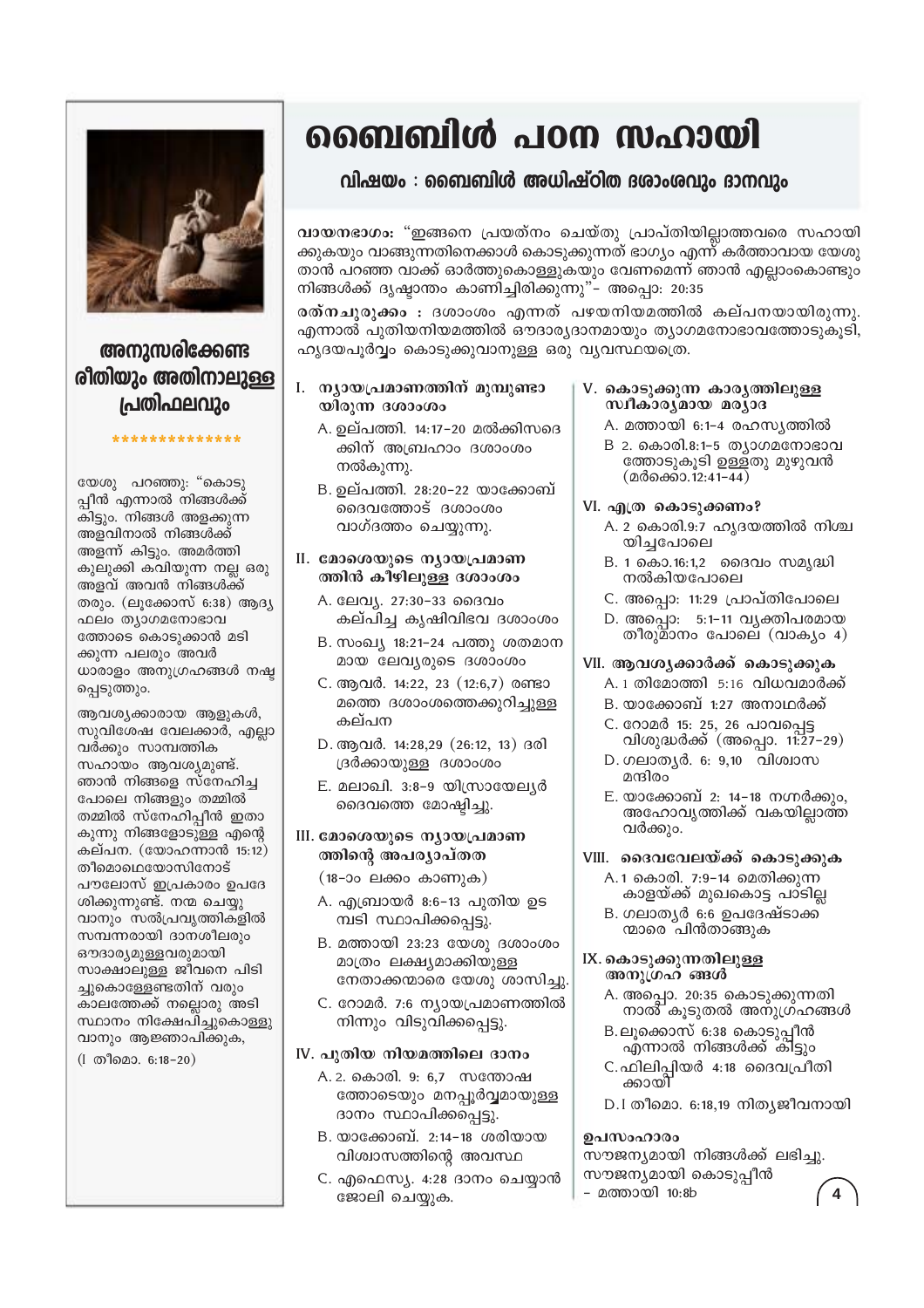# ബൈബിൾ പഠന സഹായി

## വിഷയം : ബൈബിൾ അധിഷ്ഠിത ദശാംശവും ദാനവും

**വായനഭാഗം:** "ഇങ്ങനെ പ്രയത്നം ചെയ്തു പ്രാപ്തിയില്ലാത്തവരെ സഹായിക്കുകയും വാങ്ങുന്നതിനെക്കാൾ കൊടുക്കുന്നത് ഭാഗ്യം എന്ന് കർത്താവായ യേശു താൻ പറഞ്ഞ വാക്ക് ഓർത്തുകൊള്ളുകയും വേണമെന്ന് ഞാൻ എല്ലാംകൊണ്ടും നിങ്ങൾക്ക് ദൃഷ്ടാന്തം കാണിച്ചിരിക്കുന്നു"– അപ്പൊ: 20:35

**രത്നചുരുക്കം :** ദശാംശം എന്നത് പഴയനിയമത്തിൽ കല്പനയായിരുന്നു. എന്നാൽ പുതിയനിയമത്തിൽ ഔദാര്യദാനമായും ത്യാഗമനോഭാവത്തോടുകൂടി, ഹൃദയപൂർവ്വം കൊടുക്കുവാനുള്ള ഒരു വ്യവസ്ഥയത്രെ.

### I. ന്യായപ്രമാണത്തിന് മുമ്പുണ്ടായിരുന്ന ദശാംശം

A. ഉല്പത്തി. 14:17–20 മൽക്കിസദെക്കിന് അബ്രഹാം ദശാംശം നൽകുന്നു.

B. ഉല്പത്തി. 28:20–22 യാക്കോബ് ദൈവത്തോട് ദശാംശം വാഗ്ദത്തം ചെയ്യുന്നു.

### II. മോശെയുടെ ന്യായപ്രമാണത്തിൻ കീഴിലുള്ള ദശാംശം

A. ലേവ്യ. 27:30–33 ദൈവം കല്പിച്ച കൃഷിവിഭവ ദശാംശം

B. സംഖ്യ 18:21–24 പത്തു ശതമാനമായ ലേവ്യരുടെ ദശാംശം

C. ആവർ. 14:22, 23 (12:6,7) രണ്ടാമത്തെ ദശാംശത്തെക്കുറിച്ചുള്ള കല്പന

D. ആവർ. 14:28,29 (26:12, 13) ദരിദ്രർക്കായുള്ള ദശാംശം

E. മലാഖി. 3:8–9 യിസ്രായേല്യർ ദൈവത്തെ മോഷ്ടിച്ചു.

### III. മോശെയുടെ ന്യായപ്രമാണത്തിന്റെ അപര്യാപ്തത

(18–ാം ലക്കം കാണുക)

A. എബ്രായർ 8:6–13 പുതിയ ഉടമ്പടി സ്ഥാപിക്കപ്പെട്ടു.

B. മത്തായി 23:23 യേശു ദശാംശം മാത്രം ലക്ഷ്യമാക്കിയുള്ള നേതാക്കന്മാരെ യേശു ശാസിച്ചു.

C. റോമർ. 7:6 ന്യായപ്രമാണത്തിൽ നിന്നും വിടുവിക്കപ്പെട്ടു.

### IV. പുതിയ നിയമത്തിലെ ദാനം

A. 2. കൊരി. 9: 6,7 സന്തോഷത്തോടെയും മനപ്പൂർവ്വമായുള്ള ദാനം സ്ഥാപിക്കപ്പെട്ടു.

B. യാക്കോബ്. 2:14–18 ശരിയായ വിശ്വാസത്തിന്റെ അവസ്ഥ

C. എഫെസ്യ. 4:28 ദാനം ചെയ്യാൻ ജോലി ചെയ്യുക.

### V. കൊടുക്കുന്ന കാര്യത്തിലുള്ള സ്വീകാര്യമായ മര്യാദ

A. മത്തായി 6:1–4 രഹസ്യത്തിൽ

B 2. കൊരി.8:1–5 ത്യാഗമനോഭാവത്തോടുകൂടി ഉള്ളതു മുഴുവൻ (മർക്കൊ.12:41–44)

### VI. എത്ര കൊടുക്കണം?

A. 2 കൊരി.9:7 ഹൃദയത്തിൽ നിശ്ചയിച്ചപോലെ

B. 1 കൊ.16:1,2 ദൈവം സമൃദ്ധി നൽകിയപോലെ

C. അപ്പൊ: 11:29 പ്രാപ്തിപോലെ

D. അപ്പൊ: 5:1–11 വ്യക്തിപരമായ തീരുമാനം പോലെ (വാക്യം 4)

### VII. ആവശ്യക്കാർക്ക് കൊടുക്കുക

A. 1 തിമോത്തി 5:16 വിധവമാർക്ക്

B. യാക്കോബ് 1:27 അനാഥർക്ക്

C. റോമർ 15: 25, 26 പാവപ്പെട്ട വിശുദ്ധർക്ക് (അപ്പൊ. 11:27–29)

D. ഗലാത്യർ. 6: 9,10 വിശ്വാസമന്ദിരം

E. യാക്കോബ് 2: 14–18 നഗ്നർക്കും, അഹോവൃത്തിക്ക് വകയില്ലാത്തവർക്കും.

### VIII. ദൈവവേലയ്ക്ക് കൊടുക്കുക

A. 1 കൊരി. 7:9–14 മെതിക്കുന്ന കാളയ്ക്ക് മുഖകൊട്ട പാടില്ല

B. ഗലാത്യർ 6:6 ഉപദേഷ്ടാക്കന്മാരെ പിൻതാങ്ങുക

### IX. കൊടുക്കുന്നതിലുള്ള അനുഗ്രഹങ്ങൾ

A. അപ്പൊ. 20:35 കൊടുക്കുന്നതിനാൽ കൂടുതൽ അനുഗ്രഹങ്ങൾ

B. ലൂക്കൊസ് 6:38 കൊടുപ്പിൻ എന്നാൽ നിങ്ങൾക്ക് കിട്ടും

C. ഫിലിപ്പിയർ 4:18 ദൈവപ്രീതിക്കായി

D. I തീമൊ. 6:18,19 നിത്യജീവനായി

**ഉപസംഹാരം**

സൗജന്യമായി നിങ്ങൾക്ക് ലഭിച്ചു. സൗജന്യമായി കൊടുപ്പിൻ – മത്തായി 10:8b

---

## അനുസരിക്കേണ്ട രീതിയും അതിനാലുള്ള പ്രതിഫലവും

**************

യേശു പറഞ്ഞു: "കൊടുപ്പീൻ എന്നാൽ നിങ്ങൾക്ക് കിട്ടും. നിങ്ങൾ അളക്കുന്ന അളവിനാൽ നിങ്ങൾക്ക് അളന്ന് കിട്ടും. അമർത്തി കുലുക്കി കവിയുന്ന നല്ല ഒരു അളവ് അവൻ നിങ്ങൾക്ക് തരും. (ലൂക്കോസ് 6:38) ആദ്യഫലം ത്യാഗമനോഭാവത്തോടെ കൊടുക്കാൻ മടിക്കുന്ന പലരും അവർ ധാരാളം അനുഗ്രഹങ്ങൾ നഷ്ടപ്പെടുത്തും.

ആവശ്യക്കാരായ ആളുകൾ, സുവിശേഷ വേലക്കാർ, എല്ലാവർക്കും സാമ്പത്തിക സഹായം ആവശ്യമുണ്ട്. ഞാൻ നിങ്ങളെ സ്നേഹിച്ച പോലെ നിങ്ങളും തമ്മിൽ തമ്മിൽ സ്നേഹിപ്പീൻ ഇതാകുന്നു നിങ്ങളോടുള്ള എന്റെ കല്പന. (യോഹന്നാൻ 15:12) തീമൊഥെയോസിനോട് പൗലോസ് ഇപ്രകാരം ഉപദേശിക്കുന്നുണ്ട്. നന്മ ചെയ്യുവാനും സൽപ്രവൃത്തികളിൽ സമ്പന്നരായി ദാനശീലരും ഔദാര്യമുള്ളവരുമായി സാക്ഷാലുള്ള ജീവനെ പിടിച്ചുകൊള്ളേണ്ടതിന് വരും കാലത്തേക്ക് നല്ലൊരു അടിസ്ഥാനം നിക്ഷേപിച്ചുകൊള്ളുവാനും ആജ്ഞാപിക്കുക,

(I തീമൊ. 6:18–20)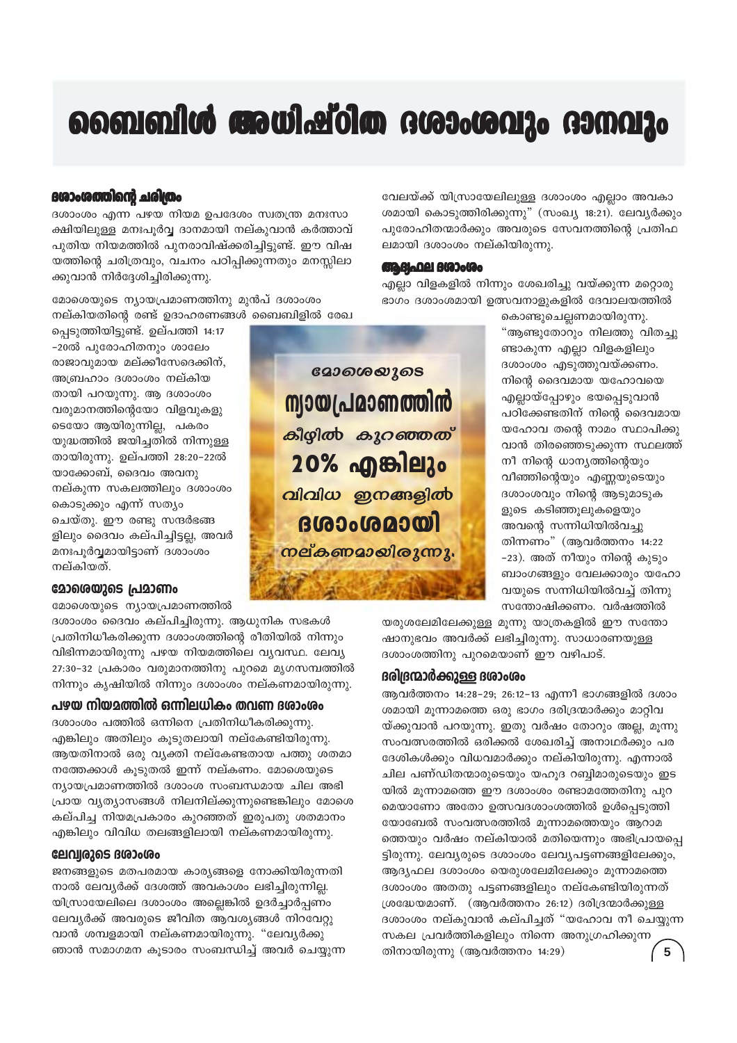# ബൈബിൾ അധിഷ്ഠിത ദശാംശവും ദാനവും

## ദശാംശത്തിന്റെ ചരിത്രം

ദശാംശം എന്ന പഴയ നിയമ ഉപദേശം സ്വതന്ത്ര മനഃസാക്ഷിയിലുള്ള മനഃപൂർവ്വ ദാനമായി നല്കുവാൻ കർത്താവ് പുതിയ നിയമത്തിൽ പുനരാവിഷ്ക്കരിച്ചിട്ടുണ്ട്. ഈ വിഷയത്തിന്റെ ചരിത്രവും, വചനം പഠിപ്പിക്കുന്നതും മനസ്സിലാക്കുവാൻ നിർദ്ദേശിച്ചിരിക്കുന്നു.

മോശെയുടെ ന്യായപ്രമാണത്തിനു മുൻപ് ദശാംശം നല്കിയതിന്റെ രണ്ട് ഉദാഹരണങ്ങൾ ബൈബിളിൽ രേഖപ്പെടുത്തിയിട്ടുണ്ട്. ഉല്പത്തി 14:17 -20ൽ പുരോഹിതനും ശാലേം രാജാവുമായ മല്ക്കീസേദെക്കിന്, അബ്രഹാം ദശാംശം നല്കിയതായി പറയുന്നു. ആ ദശാംശം വരുമാനത്തിന്റെയോ വിളവുകളുടെയോ ആയിരുന്നില്ല, പകരം യുദ്ധത്തിൽ ജയിച്ചതിൽ നിന്നുള്ളതായിരുന്നു. ഉല്പത്തി 28:20–22ൽ യാക്കോബ്, ദൈവം അവനു നല്കുന്ന സകലത്തിലും ദശാംശം കൊടുക്കും എന്ന് സത്യം ചെയ്തു. ഈ രണ്ടു സന്ദർഭങ്ങളിലും ദൈവം കല്പിച്ചിട്ടല്ല, അവർ മനഃപൂർവ്വമായിട്ടാണ് ദശാംശം നല്കിയത്.

*മോശെയുടെ ന്യായപ്രമാണത്തിൻ കീഴിൽ കുറഞ്ഞത് 20% എങ്കിലും വിവിധ ഇനങ്ങളിൽ ദശാംശമായി നല്കണമായിരുന്നു.*

## മോശെയുടെ പ്രമാണം

മോശെയുടെ ന്യായപ്രമാണത്തിൽ ദശാംശം ദൈവം കല്പിച്ചിരുന്നു. ആധുനിക സഭകൾ പ്രതിനിധീകരിക്കുന്ന ദശാംശത്തിന്റെ രീതിയിൽ നിന്നും വിഭിന്നമായിരുന്നു പഴയ നിയമത്തിലെ വ്യവസ്ഥ. ലേവ്യ 27:30–32 പ്രകാരം വരുമാനത്തിനു പുറമെ മൃഗസമ്പത്തിൽ നിന്നും കൃഷിയിൽ നിന്നും ദശാംശം നല്കണമായിരുന്നു.

## പഴയ നിയമത്തിൽ ഒന്നിലധികം തവണ ദശാംശം

ദശാംശം പത്തിൽ ഒന്നിനെ പ്രതിനിധീകരിക്കുന്നു. എങ്കിലും അതിലും കൂടുതലായി നല്കേണ്ടിയിരുന്നു. ആയതിനാൽ ഒരു വ്യക്തി നല്കേണ്ടതായ പത്തു ശതമാനത്തേക്കാൾ കൂടുതൽ ഇന്ന് നല്കണം. മോശെയുടെ ന്യായപ്രമാണത്തിൽ ദശാംശം സംബന്ധമായ ചില അഭിപ്രായ വ്യത്യാസങ്ങൾ നിലനില്ക്കുന്നുണ്ടെങ്കിലും മോശെ കല്പിച്ച നിയമപ്രകാരം കുറഞ്ഞത് ഇരുപതു ശതമാനം എങ്കിലും വിവിധ തലങ്ങളിലായി നല്കണമായിരുന്നു.

## ലേവ്യരുടെ ദശാംശം

ജനങ്ങളുടെ മതപരമായ കാര്യങ്ങളെ നോക്കിയിരുന്നതിനാൽ ലേവ്യർക്ക് ദേശത്ത് അവകാശം ലഭിച്ചിരുന്നില്ല. യിസ്രായേലിലെ ദശാംശം അല്ലെങ്കിൽ ഉദർച്ചാർപ്പണം ലേവ്യർക്ക് അവരുടെ ജീവിത ആവശ്യങ്ങൾ നിറവേറ്റുവാൻ ശമ്പളമായി നല്കണമായിരുന്നു. "ലേവ്യർക്കു ഞാൻ സമാഗമന കൂടാരം സംബന്ധിച്ച് അവർ ചെയ്യുന്ന വേലയ്ക്ക് യിസ്രായേലിലുള്ള ദശാംശം എല്ലാം അവകാശമായി കൊടുത്തിരിക്കുന്നു" (സംഖ്യ 18:21). ലേവ്യർക്കും പുരോഹിതന്മാർക്കും അവരുടെ സേവനത്തിന്റെ പ്രതിഫലമായി ദശാംശം നല്കിയിരുന്നു.

## ആദ്യഫല ദശാംശം

എല്ലാ വിളകളിൽ നിന്നും ശേഖരിച്ചു വയ്ക്കുന്ന മറ്റൊരു ഭാഗം ദശാംശമായി ഉത്സവനാളുകളിൽ ദേവാലയത്തിൽ കൊണ്ടുചെല്ലണമായിരുന്നു. "ആണ്ടുതോറും നിലത്തു വിതച്ചുണ്ടാകുന്ന എല്ലാ വിളകളിലും ദശാംശം എടുത്തുവയ്ക്കണം. നിന്റെ ദൈവമായ യഹോവയെ എല്ലായ്പ്പോഴും ഭയപ്പെടുവാൻ പഠിക്കേണ്ടതിന് നിന്റെ ദൈവമായ യഹോവ തന്റെ നാമം സ്ഥാപിക്കുവാൻ തിരഞ്ഞെടുക്കുന്ന സ്ഥലത്ത് നീ നിന്റെ ധാന്യത്തിന്റെയും വീഞ്ഞിന്റെയും എണ്ണയുടെയും ദശാംശവും നിന്റെ ആടുമാടുകളുടെ കടിഞ്ഞൂലുകളെയും അവന്റെ സന്നിധിയിൽവച്ചു തിന്നണം" (ആവർത്തനം 14:22 –23). അത് നീയും നിന്റെ കുടുംബാംഗങ്ങളും വേലക്കാരും യഹോവയുടെ സന്നിധിയിൽവച്ച് തിന്നു സന്തോഷിക്കണം. വർഷത്തിൽ യരുശലേമിലേക്കുള്ള മൂന്നു യാത്രകളിൽ ഈ സന്തോഷാനുഭവം അവർക്ക് ലഭിച്ചിരുന്നു. സാധാരണയുള്ള ദശാംശത്തിനു പുറമെയാണ് ഈ വഴിപാട്.

## ദരിദ്രന്മാർക്കുള്ള ദശാംശം

ആവർത്തനം 14:28–29; 26:12–13 എന്നീ ഭാഗങ്ങളിൽ ദശാംശമായി മൂന്നാമത്തെ ഒരു ഭാഗം ദരിദ്രന്മാർക്കും മാറ്റിവയ്ക്കുവാൻ പറയുന്നു. ഇതു വർഷം തോറും അല്ല, മൂന്നു സംവത്സരത്തിൽ ഒരിക്കൽ ശേഖരിച്ച് അനാഥർക്കും പരദേശികൾക്കും വിധവമാർക്കും നല്കിയിരുന്നു. എന്നാൽ ചില പണ്ഡിതന്മാരുടെയും യഹൂദ റബ്ബിമാരുടെയും ഇടയിൽ മൂന്നാമത്തെ ഈ ദശാംശം രണ്ടാമത്തേതിനു പുറമെയാണോ അതോ ഉത്സവദശാംശത്തിൽ ഉൾപ്പെടുത്തി യോബേൽ സംവത്സരത്തിൽ മൂന്നാമത്തെയും ആറാമത്തെയും വർഷം നല്കിയാൽ മതിയെന്നും അഭിപ്രായപ്പെട്ടിരുന്നു. ലേവ്യരുടെ ദശാംശം ലേവ്യപട്ടണങ്ങളിലേക്കും, ആദ്യഫല ദശാംശം യെരുശലേമിലേക്കും മൂന്നാമത്തെ ദശാംശം അതതു പട്ടണങ്ങളിലും നല്കേണ്ടിയിരുന്നത് ശ്രദ്ധേയമാണ്. (ആവർത്തനം 26:12) ദരിദ്രന്മാർക്കുള്ള ദശാംശം നല്കുവാൻ കല്പിച്ചത് "യഹോവ നീ ചെയ്യുന്ന സകല പ്രവർത്തികളിലും നിന്നെ അനുഗ്രഹിക്കുന്നതിനായിരുന്നു (ആവർത്തനം 14:29)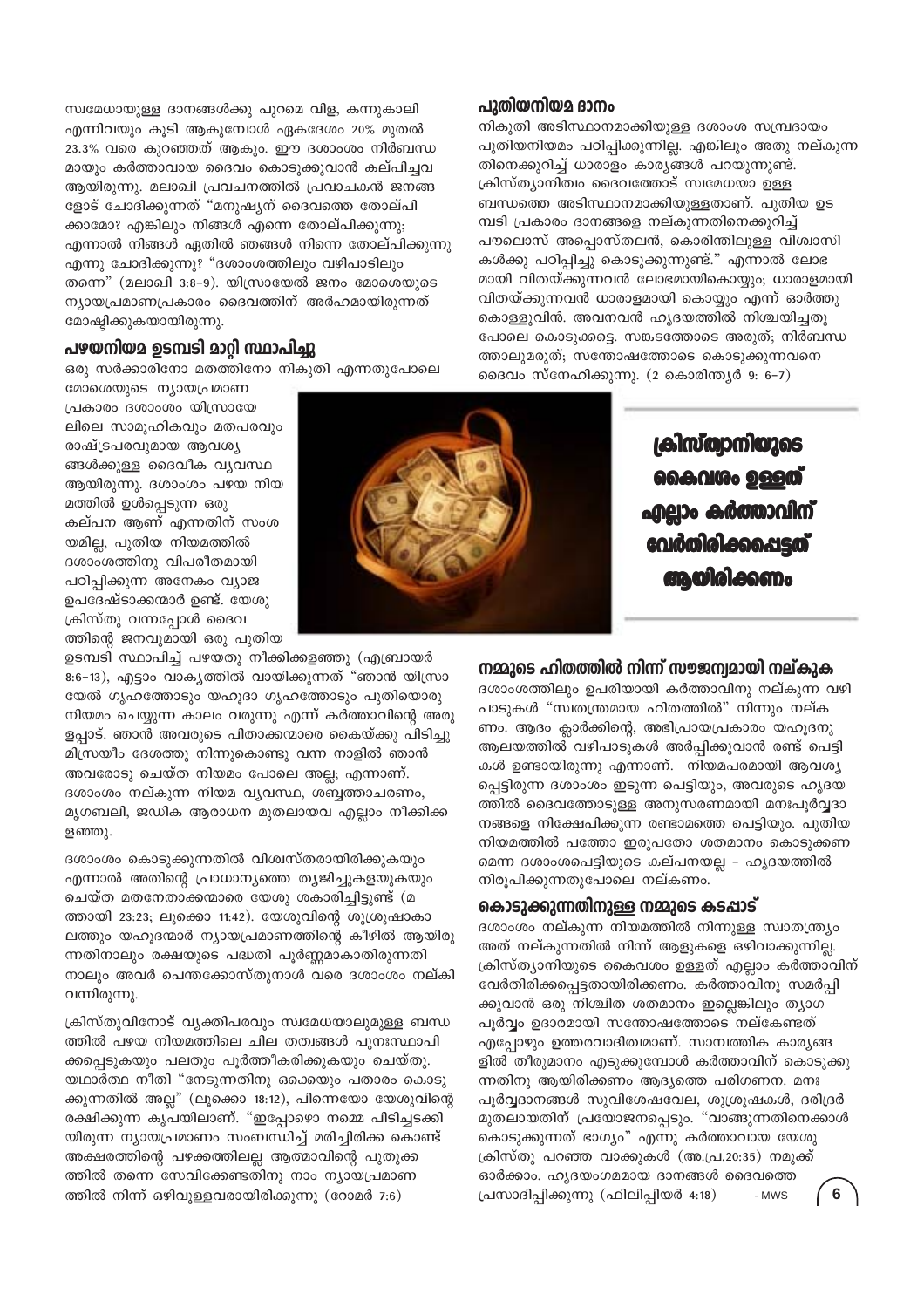സ്വമേധയായുള്ള ദാനങ്ങൾക്കു പുറമെ വിള, കന്നുകാലി എന്നിവയും കൂടി ആകുമ്പോൾ ഏകദേശം 20% മുതൽ 23.3% വരെ കുറഞ്ഞത് ആകും. ഈ ദശാംശം നിർബന്ധമായും കർത്താവായ ദൈവം കൊടുക്കുവാൻ കല്പിച്ചവ ആയിരുന്നു. മലാഖി പ്രവചനത്തിൽ പ്രവാചകൻ ജനങ്ങളോട് ചോദിക്കുന്നത് "മനുഷ്യന് ദൈവത്തെ തോല്പിക്കാമോ? എങ്കിലും നിങ്ങൾ എന്നെ തോല്പിക്കുന്നു; എന്നാൽ നിങ്ങൾ ഏതിൽ ഞങ്ങൾ നിന്നെ തോല്പിക്കുന്നു എന്നു ചോദിക്കുന്നു? "ദശാംശത്തിലും വഴിപാടിലും തന്നെ" (മലാഖി 3:8–9). യിസ്രായേൽ ജനം മോശെയുടെ ന്യായപ്രമാണപ്രകാരം ദൈവത്തിന് അർഹമായിരുന്നത് മോഷ്ടിക്കുകയായിരുന്നു.

## പഴയനിയമ ഉടമ്പടി മാറ്റി സ്ഥാപിച്ചു

ഒരു സർക്കാരിനോ മതത്തിനോ നികുതി എന്നതുപോലെ മോശെയുടെ ന്യായപ്രമാണ പ്രകാരം ദശാംശം യിസ്രായേലിലെ സാമൂഹികവും മതപരവും രാഷ്ട്രപരവുമായ ആവശ്യങ്ങൾക്കുള്ള ദൈവീക വ്യവസ്ഥ ആയിരുന്നു. ദശാംശം പഴയ നിയമത്തിൽ ഉൾപ്പെടുന്ന ഒരു കല്പന ആണ് എന്നതിന് സംശയമില്ല, പുതിയ നിയമത്തിൽ ദശാംശത്തിനു വിപരീതമായി പഠിപ്പിക്കുന്ന അനേകം വ്യാജ ഉപദേഷ്ടാക്കന്മാർ ഉണ്ട്. യേശു ക്രിസ്തു വന്നപ്പോൾ ദൈവത്തിന്റെ ജനവുമായി ഒരു പുതിയ ഉടമ്പടി സ്ഥാപിച്ച് പഴയതു നീക്കിക്കളഞ്ഞു (എബ്രായർ 8:6–13), എട്ടാം വാക്യത്തിൽ വായിക്കുന്നത് "ഞാൻ യിസ്രായേൽ ഗൃഹത്തോടും യഹൂദാ ഗൃഹത്തോടും പുതിയൊരു നിയമം ചെയ്യുന്ന കാലം വരുന്നു എന്ന് കർത്താവിന്റെ അരുളപ്പാട്. ഞാൻ അവരുടെ പിതാക്കന്മാരെ കൈയ്ക്കു പിടിച്ചു മിസ്രയീം ദേശത്തു നിന്നുകൊണ്ടു വന്ന നാളിൽ ഞാൻ അവരോടു ചെയ്ത നിയമം പോലെ അല്ല; എന്നാണ്. ദശാംശം നല്കുന്ന നിയമ വ്യവസ്ഥ, ശബ്ബത്താചരണം, മൃഗബലി, ജഡിക ആരാധന മുതലായവ എല്ലാം നീക്കിക്കളഞ്ഞു.

ദശാംശം കൊടുക്കുന്നതിൽ വിശ്വസ്തരായിരിക്കുകയും എന്നാൽ അതിന്റെ പ്രാധാന്യത്തെ ത്യജിച്ചുകളയുകയും ചെയ്ത മതനേതാക്കന്മാരെ യേശു ശകാരിച്ചിട്ടുണ്ട് (മത്തായി 23:23; ലൂക്കൊ 11:42). യേശുവിന്റെ ശുശ്രൂഷാകാലത്തും യഹൂദന്മാർ ന്യായപ്രമാണത്തിന്റെ കീഴിൽ ആയിരുന്നതിനാലും രക്ഷയുടെ പദ്ധതി പൂർണ്ണമാകാതിരുന്നതിനാലും അവർ പെന്തക്കോസ്തുനാൾ വരെ ദശാംശം നല്കി വന്നിരുന്നു.

ക്രിസ്തുവിനോട് വ്യക്തിപരവും സ്വമേധയാലുമുള്ള ബന്ധത്തിൽ പഴയ നിയമത്തിലെ ചില തത്വങ്ങൾ പുനഃസ്ഥാപിക്കപ്പെടുകയും പലതും പൂർത്തീകരിക്കുകയും ചെയ്തു. യഥാർത്ഥ നീതി "നേടുന്നതിനു ഒക്കെയും പതാരം കൊടുക്കുന്നതിൽ അല്ല" (ലൂക്കൊ 18:12), പിന്നെയോ യേശുവിന്റെ രക്ഷിക്കുന്ന കൃപയിലാണ്. "ഇപ്പോഴൊ നമ്മെ പിടിച്ചടക്കിയിരുന്ന ന്യായപ്രമാണം സംബന്ധിച്ച് മരിച്ചിരിക്ക കൊണ്ട് അക്ഷരത്തിന്റെ പഴക്കത്തിലല്ല ആത്മാവിന്റെ പുതുക്കത്തിൽ തന്നെ സേവിക്കേണ്ടതിനു നാം ന്യായപ്രമാണത്തിൽ നിന്ന് ഒഴിവുള്ളവരായിരിക്കുന്നു (റോമർ 7:6)

## പുതിയനിയമ ദാനം

നികുതി അടിസ്ഥാനമാക്കിയുള്ള ദശാംശ സമ്പ്രദായം പുതിയനിയമം പഠിപ്പിക്കുന്നില്ല. എങ്കിലും അതു നല്കുന്ന തിനെക്കുറിച്ച് ധാരാളം കാര്യങ്ങൾ പറയുന്നുണ്ട്. ക്രിസ്ത്യാനിത്വം ദൈവത്തോട് സ്വമേധയാ ഉള്ള ബന്ധത്തെ അടിസ്ഥാനമാക്കിയുള്ളതാണ്. പുതിയ ഉടമ്പടി പ്രകാരം ദാനങ്ങളെ നല്കുന്നതിനെക്കുറിച്ച് പൗലൊസ് അപ്പൊസ്തലൻ, കൊരിന്തിലുള്ള വിശ്വാസികൾക്കു പഠിപ്പിച്ചു കൊടുക്കുന്നുണ്ട്." എന്നാൽ ലോഭമായി വിതയ്ക്കുന്നവൻ ലോഭമായികൊയ്യും; ധാരാളമായി വിതയ്ക്കുന്നവൻ ധാരാളമായി കൊയ്യും എന്ന് ഓർത്തു കൊള്ളുവിൻ. അവനവൻ ഹൃദയത്തിൽ നിശ്ചയിച്ചതു പോലെ കൊടുക്കട്ടെ. സങ്കടത്തോടെ അരുത്; നിർബന്ധത്താലുമരുത്; സന്തോഷത്തോടെ കൊടുക്കുന്നവനെ ദൈവം സ്നേഹിക്കുന്നു. (2 കൊരിന്ത്യർ 9: 6–7)

**ക്രിസ്ത്യാനിയുടെ കൈവശം ഉള്ളത് എല്ലാം കർത്താവിന് വേർതിരിക്കപ്പെട്ടത് ആയിരിക്കണം**

## നമ്മുടെ ഹിതത്തിൽ നിന്ന് സൗജന്യമായി നല്കുക

ദശാംശത്തിലും ഉപരിയായി കർത്താവിനു നല്കുന്ന വഴിപാടുകൾ "സ്വതന്ത്രമായ ഹിതത്തിൽ" നിന്നും നല്കണം. ആദം ക്ലാർക്കിന്റെ, അഭിപ്രായപ്രകാരം യഹൂദനു ആലയത്തിൽ വഴിപാടുകൾ അർപ്പിക്കുവാൻ രണ്ട് പെട്ടികൾ ഉണ്ടായിരുന്നു എന്നാണ്. നിയമപരമായി ആവശ്യപ്പെട്ടിരുന്ന ദശാംശം ഇടുന്ന പെട്ടിയും, അവരുടെ ഹൃദയത്തിൽ ദൈവത്തോടുള്ള അനുസരണമായി മനഃപൂർവ്വദാനങ്ങളെ നിക്ഷേപിക്കുന്ന രണ്ടാമത്തെ പെട്ടിയും. പുതിയ നിയമത്തിൽ പത്തോ ഇരുപതോ ശതമാനം കൊടുക്കണമെന്ന ദശാംശപ്പെട്ടിയുടെ കല്പനയല്ല – ഹൃദയത്തിൽ നിരൂപിക്കുന്നതുപോലെ നല്കണം.

## കൊടുക്കുന്നതിനുള്ള നമ്മുടെ കടപ്പാട്

ദശാംശം നല്കുന്ന നിയമത്തിൽ നിന്നുള്ള സ്വാതന്ത്ര്യം അത് നല്കുന്നതിൽ നിന്ന് ആളുകളെ ഒഴിവാക്കുന്നില്ല. ക്രിസ്ത്യാനിയുടെ കൈവശം ഉള്ളത് എല്ലാം കർത്താവിന് വേർതിരിക്കപ്പെട്ടതായിരിക്കണം. കർത്താവിനു സമർപ്പിക്കുവാൻ ഒരു നിശ്ചിത ശതമാനം ഇല്ലെങ്കിലും ത്യാഗപൂർവ്വം ഉദാരമായി സന്തോഷത്തോടെ നല്കേണ്ടത് എപ്പോഴും ഉത്തരവാദിത്വമാണ്. സാമ്പത്തിക കാര്യങ്ങളിൽ തീരുമാനം എടുക്കുമ്പോൾ കർത്താവിന് കൊടുക്കുന്നതിനു ആയിരിക്കണം ആദ്യത്തെ പരിഗണന. മനഃപൂർവ്വദാനങ്ങൾ സുവിശേഷവേല, ശുശ്രൂഷകൾ, ദരിദ്രർ മുതലായതിന് പ്രയോജനപ്പെടും. "വാങ്ങുന്നതിനെക്കാൾ കൊടുക്കുന്നത് ഭാഗ്യം" എന്നു കർത്താവായ യേശു ക്രിസ്തു പറഞ്ഞ വാക്കുകൾ (അ.പ്ര.20:35) നമുക്ക് ഓർക്കാം. ഹൃദയംഗമമായ ദാനങ്ങൾ ദൈവത്തെ പ്രസാദിപ്പിക്കുന്നു (ഫിലിപ്പിയർ 4:18) - MWS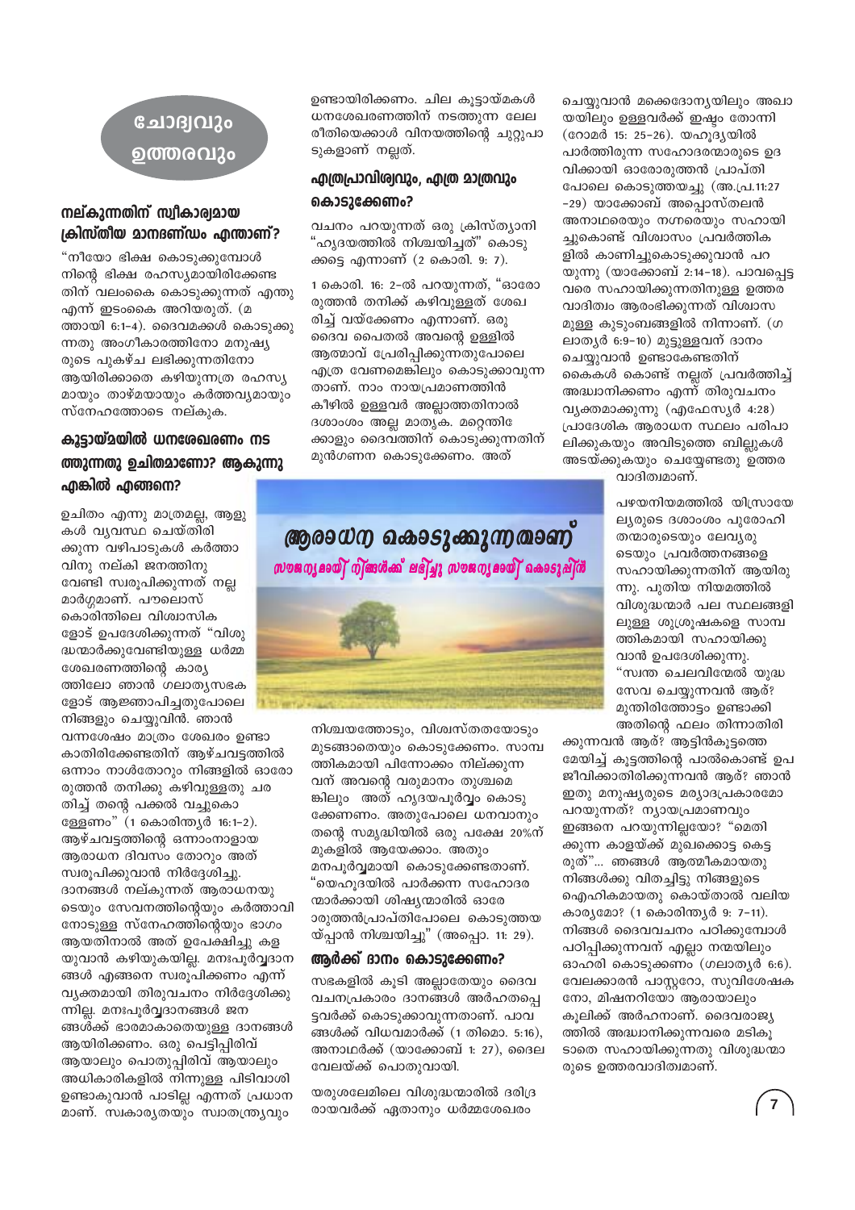# ചോദ്യവും ഉത്തരവും

## നല്കുന്നതിന് സ്വീകാര്യമായ ക്രിസ്തീയ മാനദണ്ഡം എന്താണ്?

"നീയോ ഭിക്ഷ കൊടുക്കുമ്പോൾ നിന്റെ ഭിക്ഷ രഹസ്യമായിരിക്കേണ്ടതിന് വലംകൈ കൊടുക്കുന്നത് എന്തു എന്ന് ഇടംകൈ അറിയരുത്. (മത്തായി 6:1–4). ദൈവമക്കൾ കൊടുക്കുന്നതു അംഗീകാരത്തിനോ മനുഷ്യരുടെ പുകഴ്ച ലഭിക്കുന്നതിനോ ആയിരിക്കാതെ കഴിയുന്നത്ര രഹസ്യമായും താഴ്മയായും കർത്തവ്യമായും സ്നേഹത്തോടെ നല്കുക.

## കൂട്ടായ്മയിൽ ധനശേഖരണം നടത്തുന്നതു ഉചിതമാണോ? ആകുന്നു എങ്കിൽ എങ്ങനെ?

ഉചിതം എന്നു മാത്രമല്ല, ആളുകൾ വ്യവസ്ഥ ചെയ്തിരിക്കുന്ന വഴിപാടുകൾ കർത്താവിനു നല്കി ജനത്തിനു വേണ്ടി സ്വരൂപിക്കുന്നത് നല്ല മാർഗ്ഗമാണ്. പൗലൊസ് കൊരിന്തിലെ വിശ്വാസികളോട് ഉപദേശിക്കുന്നത് "വിശുദ്ധന്മാർക്കുവേണ്ടിയുള്ള ധർമ്മശേഖരണത്തിന്റെ കാര്യത്തിലോ ഞാൻ ഗലാതൃസഭകളോട് ആജ്ഞാപിച്ചതുപോലെ നിങ്ങളും ചെയ്യുവിൻ. ഞാൻ വന്നശേഷം മാത്രം ശേഖരം ഉണ്ടാകാതിരിക്കേണ്ടതിന് ആഴ്ചവട്ടത്തിൽ ഒന്നാം നാൾതോറും നിങ്ങളിൽ ഓരോരുത്തൻ തനിക്കു കഴിവുള്ളതു ചരതിച്ച് തന്റെ പക്കൽ വച്ചുകൊള്ളേണം" (1 കൊരിന്ത്യർ 16:1–2). ആഴ്ചവട്ടത്തിന്റെ ഒന്നാംനാളായ ആരാധന ദിവസം തോറും അത് സ്വരൂപിക്കുവാൻ നിർദ്ദേശിച്ചു. ദാനങ്ങൾ നല്കുന്നത് ആരാധനയുടെയും സേവനത്തിന്റെയും കർത്താവിനോടുള്ള സ്നേഹത്തിന്റെയും ഭാഗം ആയതിനാൽ അത് ഉപേക്ഷിച്ചു കളയുവാൻ കഴിയുകയില്ല. മനഃപൂർവ്വദാനങ്ങൾ എങ്ങനെ സ്വരൂപിക്കണം എന്ന് വ്യക്തമായി തിരുവചനം നിർദ്ദേശിക്കുന്നില്ല. മനഃപൂർവ്വദാനങ്ങൾ ജനങ്ങൾക്ക് ഭാരമാകാതെയുള്ള ദാനങ്ങൾ ആയിരിക്കണം. ഒരു പെട്ടിപ്പിരിവ് ആയാലും പൊതുപ്പിരിവ് ആയാലും അധികാരികളിൽ നിന്നുള്ള പിടിവാശി ഉണ്ടാകുവാൻ പാടില്ല എന്നത് പ്രധാനമാണ്. സ്വകാര്യതയും സ്വാതന്ത്ര്യവും ഉണ്ടായിരിക്കണം. ചില കൂട്ടായ്മകൾ ധനശേഖരണത്തിന് നടത്തുന്ന ലേല രീതിയെക്കാൾ വിനയത്തിന്റെ ചുറ്റുപാടുകളാണ് നല്ലത്.

## എത്രപ്രാവിശ്യവും, എത്ര മാത്രവും കൊടുക്കേണം?

വചനം പറയുന്നത് ഒരു ക്രിസ്ത്യാനി "ഹൃദയത്തിൽ നിശ്ചയിച്ചത്" കൊടുക്കട്ടെ എന്നാണ് (2 കൊരി. 9: 7).

1 കൊരി. 16: 2–ൽ പറയുന്നത്, "ഓരോരുത്തൻ തനിക്ക് കഴിവുള്ളത് ശേഖരിച്ച് വയ്ക്കേണം എന്നാണ്. ഒരു ദൈവ പൈതൽ അവന്റെ ഉള്ളിൽ ആത്മാവ് പ്രേരിപ്പിക്കുന്നതുപോലെ എത്ര വേണമെങ്കിലും കൊടുക്കാവുന്നതാണ്. നാം നായപ്രമാണത്തിൻ കീഴിൽ ഉള്ളവർ അല്ലാത്തതിനാൽ ദശാംശം അല്ല മാതൃക. മറ്റെന്തിനേക്കാളും ദൈവത്തിന് കൊടുക്കുന്നതിന് മുൻഗണന കൊടുക്കേണം. അത് നിശ്ചയത്തോടും, വിശ്വസ്തതയോടും മുടങ്ങാതെയും കൊടുക്കേണം. സാമ്പത്തികമായി പിന്നോക്കം നില്ക്കുന്നവന് അവന്റെ വരുമാനം തുശ്ചമെങ്കിലും അത് ഹൃദയപൂർവ്വം കൊടുക്കേണം. അതുപോലെ ധനവാനും തന്റെ സമൃദ്ധിയിൽ ഒരു പക്ഷേ 20%ന് മുകളിൽ ആയേക്കാം. അതും മനപൂർവ്വമായി കൊടുക്കേണ്ടതാണ്. "യെഹൂദയിൽ പാർക്കുന്ന സഹോദരന്മാർക്കായി ശിഷ്യന്മാരിൽ ഓരോരുത്തൻപ്രാപ്തിപോലെ കൊടുത്തയയ്പ്പാൻ നിശ്ചയിച്ചു" (അപ്പൊ. 11: 29).

## ആർക്ക് ദാനം കൊടുക്കേണം?

സഭകളിൽ കൂടി അല്ലാതേയും ദൈവ വചനപ്രകാരം ദാനങ്ങൾ അർഹതപ്പെട്ടവർക്ക് കൊടുക്കാവുന്നതാണ്. പാവങ്ങൾക്ക് വിധവമാർക്ക് (1 തിമൊ. 5:16), അനാഥർക്ക് (യാക്കോബ് 1: 27), ദൈവവേലയ്ക്ക് പൊതുവായി.

യരുശലേമിലെ വിശുദ്ധന്മാരിൽ ദരിദ്രരായവർക്ക് ഏതാനും ധർമ്മശേഖരം ചെയ്യുവാൻ മക്കെദോന്യയിലും അഖായയിലും ഉള്ളവർക്ക് ഇഷ്ടം തോന്നി (റോമർ 15: 25–26). യഹൂദ്യയിൽ പാർത്തിരുന്ന സഹോദരന്മാരുടെ ഉദവിക്കായി ഓരോരുത്തൻ പ്രാപ്തി പോലെ കൊടുത്തയച്ചു (അ.പ്ര.11:27–29) യാക്കോബ് അപ്പൊസ്തലൻ അനാഥരെയും നഗ്നരെയും സഹായിച്ചുകൊണ്ട് വിശ്വാസം പ്രവർത്തികളിൽ കാണിച്ചുകൊടുക്കുവാൻ പറയുന്നു (യാക്കോബ് 2:14–18). പാവപ്പെട്ടവരെ സഹായിക്കുന്നതിനുള്ള ഉത്തരവാദിത്വം ആരംഭിക്കുന്നത് വിശ്വാസമുള്ള കുടുംബങ്ങളിൽ നിന്നാണ്. (ഗലാത്യർ 6:9–10) മുട്ടുള്ളവന് ദാനം ചെയ്യുവാൻ ഉണ്ടാകേണ്ടതിന് കൈകൾ കൊണ്ട് നല്ലത് പ്രവർത്തിച്ച് അദ്ധ്വാനിക്കണം എന്ന് തിരുവചനം വ്യക്തമാക്കുന്നു (എഫേസ്യർ 4:28) പ്രാദേശിക ആരാധന സ്ഥലം പരിപാലിക്കുകയും അവിടുത്തെ ബില്ലുകൾ അടയ്ക്കുകയും ചെയ്യേണ്ടതു ഉത്തരവാദിത്വമാണ്.

പഴയനിയമത്തിൽ യിസ്രായേല്യരുടെ ദശാംശം പുരോഹിതന്മാരുടെയും ലേവ്യരുടെയും പ്രവർത്തനങ്ങളെ സഹായിക്കുന്നതിന് ആയിരുന്നു. പുതിയ നിയമത്തിൽ വിശുദ്ധന്മാർ പല സ്ഥലങ്ങളിലുള്ള ശുശ്രൂഷകളെ സാമ്പത്തികമായി സഹായിക്കുവാൻ ഉപദേശിക്കുന്നു. "സ്വന്ത ചെലവിന്മേൽ യുദ്ധസേവ ചെയ്യുന്നവൻ ആർ? മുന്തിരിത്തോട്ടം ഉണ്ടാക്കി അതിന്റെ ഫലം തിന്നാതിരിക്കുന്നവൻ ആർ? ആട്ടിൻകൂട്ടത്തെ മേയിച്ച് കൂട്ടത്തിന്റെ പാൽകൊണ്ട് ഉപജീവിക്കാതിരിക്കുന്നവൻ ആർ? ഞാൻ ഇതു മനുഷ്യരുടെ മര്യാദപ്രകാരമോ പറയുന്നത്? ന്യായപ്രമാണവും ഇങ്ങനെ പറയുന്നില്ലയോ? "മെതിക്കുന്ന കാളയ്ക്ക് മുഖക്കൊട്ട കെട്ടരുത്"... ഞങ്ങൾ ആത്മീകമായതു നിങ്ങൾക്കു വിതച്ചിട്ടു നിങ്ങളുടെ ഐഹികമായതു കൊയ്താൽ വലിയ കാര്യമോ? (1 കൊരിന്ത്യർ 9: 7–11). നിങ്ങൾ ദൈവവചനം പഠിക്കുമ്പോൾ പഠിപ്പിക്കുന്നവന് എല്ലാ നന്മയിലും ഓഹരി കൊടുക്കണം (ഗലാത്യർ 6:6). വേലക്കാരൻ പാസ്റ്ററോ, സുവിശേഷകനോ, മിഷനറിയോ ആരായാലും കൂലിക്ക് അർഹനാണ്. ദൈവരാജ്യത്തിൽ അദ്ധ്വാനിക്കുന്നവരെ മടികൂടാതെ സഹായിക്കുന്നതു വിശുദ്ധന്മാരുടെ ഉത്തരവാദിത്വമാണ്.

**ആരാധന കൊടുക്കുന്നതാണ്**

*സൗജന്യമായി നിങ്ങൾക്ക് ലഭിച്ചു സൗജന്യമായി കൊടുപ്പിൻ*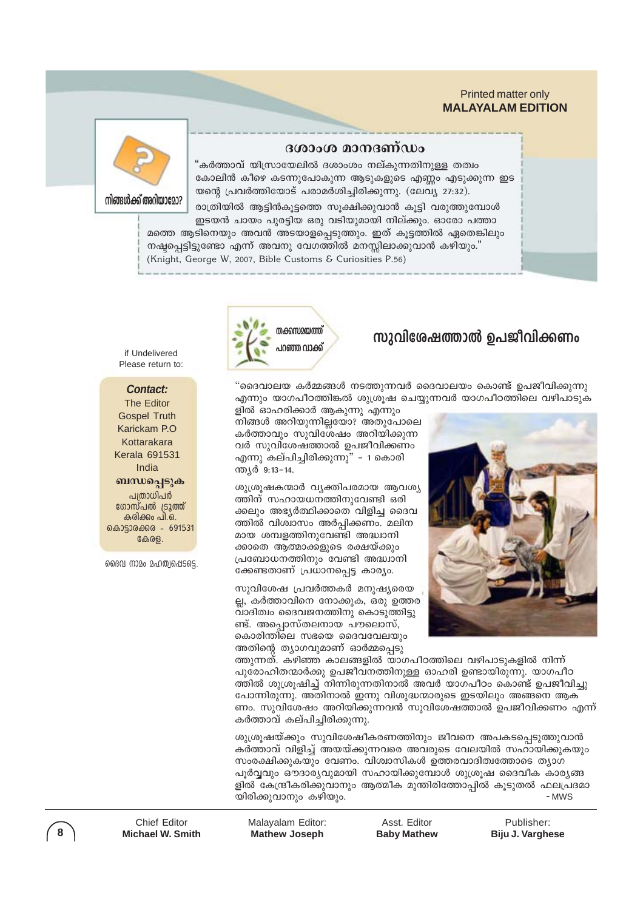Printed matter only
**MALAYALAM EDITION**

നിങ്ങൾക്ക് അറിയാമോ?

## ദശാംശ മാനദണ്ഡം

"കർത്താവ് യിസ്രായേലിൽ ദശാംശം നല്കുന്നതിനുള്ള തത്വം കോലിൻ കീഴെ കടന്നുപോകുന്ന ആടുകളുടെ എണ്ണം എടുക്കുന്ന ഇടയന്റെ പ്രവർത്തിയോട് പരാമർശിച്ചിരിക്കുന്നു. (ലേവ്യ 27:32).

രാത്രിയിൽ ആട്ടിൻകൂട്ടത്തെ സൂക്ഷിക്കുവാൻ കൂട്ടി വരുത്തുമ്പോൾ ഇടയൻ ചായം പുരട്ടിയ ഒരു വടിയുമായി നില്ക്കും. ഓരോ പത്താമത്തെ ആടിനെയും അവൻ അടയാളപ്പെടുത്തും. ഇത് കൂട്ടത്തിൽ ഏതെങ്കിലും നഷ്ടപ്പെട്ടിട്ടുണ്ടോ എന്ന് അവനു വേഗത്തിൽ മനസ്സിലാക്കുവാൻ കഴിയും."
(Knight, George W, 2007, Bible Customs & Curiosities P.56)

തക്കസമയത്ത് പറഞ്ഞ വാക്ക്

## സുവിശേഷത്താൽ ഉപജീവിക്കണം

"ദൈവാലയ കർമ്മങ്ങൾ നടത്തുന്നവർ ദൈവാലയം കൊണ്ട് ഉപജീവിക്കുന്നു എന്നും യാഗപീഠത്തിങ്കൽ ശുശ്രൂഷ ചെയ്യുന്നവർ യാഗപീഠത്തിലെ വഴിപാടുകളിൽ ഓഹരിക്കാർ ആകുന്നു എന്നും നിങ്ങൾ അറിയുന്നില്ലയോ? അതുപോലെ കർത്താവും സുവിശേഷം അറിയിക്കുന്നവർ സുവിശേഷത്താൽ ഉപജീവിക്കണം എന്നു കല്പിച്ചിരിക്കുന്നു" – 1 കൊരിന്ത്യർ 9:13–14.

ശുശ്രൂഷകന്മാർ വ്യക്തിപരമായ ആവശ്യത്തിന് സഹായധനത്തിനുവേണ്ടി ഒരിക്കലും അഭ്യർത്ഥിക്കാതെ വിളിച്ച ദൈവത്തിൽ വിശ്വാസം അർപ്പിക്കണം. മലിനമായ ശമ്പളത്തിനുവേണ്ടി അദ്ധ്വാനിക്കാതെ ആത്മാക്കളുടെ രക്ഷയ്ക്കും പ്രബോധനത്തിനും വേണ്ടി അദ്ധ്വാനിക്കേണ്ടതാണ് പ്രധാനപ്പെട്ട കാര്യം.

സുവിശേഷ പ്രവർത്തകർ മനുഷ്യരെയല്ല, കർത്താവിനെ നോക്കുക, ഒരു ഉത്തരവാദിത്വം ദൈവജനത്തിനു കൊടുത്തിട്ടുണ്ട്. അപ്പൊസ്തലനായ പൗലൊസ്, കൊരിന്തിലെ സഭയെ ദൈവവേലയും അതിന്റെ ത്യാഗവുമാണ് ഓർമ്മപ്പെടുത്തുന്നത്. കഴിഞ്ഞ കാലങ്ങളിൽ യാഗപീഠത്തിലെ വഴിപാടുകളിൽ നിന്ന് പുരോഹിതന്മാർക്കു ഉപജീവനത്തിനുള്ള ഓഹരി ഉണ്ടായിരുന്നു. യാഗപീഠത്തിൽ ശുശ്രൂഷിച്ച് നിന്നിരുന്നതിനാൽ അവർ യാഗപീഠം കൊണ്ട് ഉപജീവിച്ചുപോന്നിരുന്നു. അതിനാൽ ഇന്നു വിശുദ്ധന്മാരുടെ ഇടയിലും അങ്ങനെ ആകണം. സുവിശേഷം അറിയിക്കുന്നവൻ സുവിശേഷത്താൽ ഉപജീവിക്കണം എന്ന് കർത്താവ് കല്പിച്ചിരിക്കുന്നു.

ശുശ്രൂഷയ്ക്കും സുവിശേഷീകരണത്തിനും ജീവനെ അപകടപ്പെടുത്തുവാൻ കർത്താവ് വിളിച്ച് അയയ്ക്കുന്നവരെ അവരുടെ വേലയിൽ സഹായിക്കുകയും സംരക്ഷിക്കുകയും വേണം. വിശ്വാസികൾ ഉത്തരവാദിത്വത്തോടെ ത്യാഗപൂർവ്വവും ഔദാര്യവുമായി സഹായിക്കുമ്പോൾ ശുശ്രൂഷ ദൈവീക കാര്യങ്ങളിൽ കേന്ദ്രീകരിക്കുവാനും ആത്മീക മുന്തിരിത്തോപ്പിൽ കൂടുതൽ ഫലപ്രദമായിരിക്കുവാനും കഴിയും.
- MWS

if Undelivered
Please return to:

**Contact:**
The Editor
Gospel Truth
Karickam P.O
Kottarakara
Kerala 691531
India

**ബന്ധപ്പെടുക**
പത്രാധിപർ
ഗോസ്പൽ ട്രൂത്ത്
കരിക്കം പി.ഒ.
കൊട്ടാരക്കര - 691531
കേരള.

ദൈവ നാമം മഹത്വപ്പെടട്ടെ.

Chief Editor **Michael W. Smith** | Malayalam Editor: **Mathew Joseph** | Asst. Editor **Baby Mathew** | Publisher: **Biju J. Varghese**